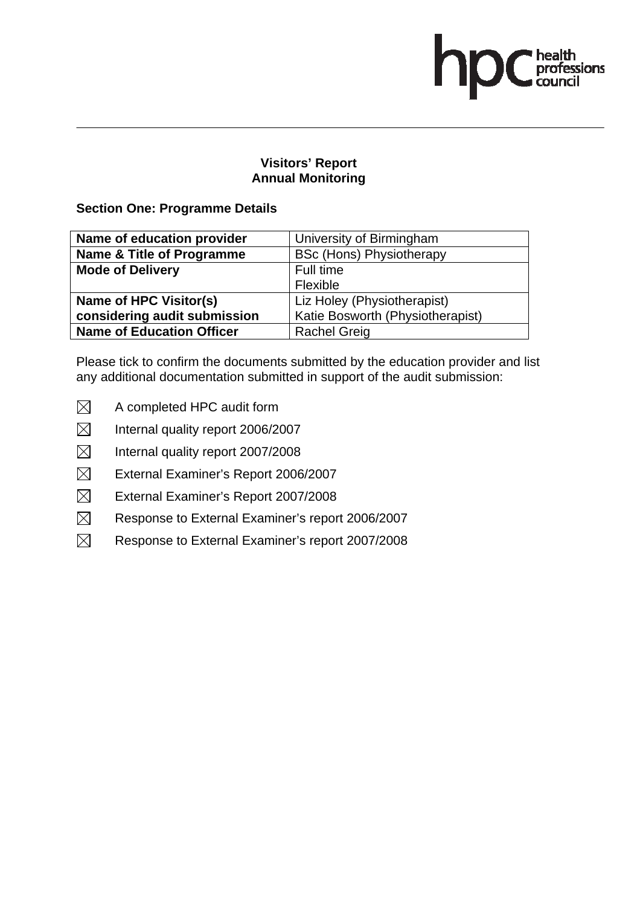**Visitors' Report**
**Annual Monitoring**

**Section One: Programme Details**

| **Name of education provider** | University of Birmingham |
|---|---|
| **Name & Title of Programme** | BSc (Hons) Physiotherapy |
| **Mode of Delivery** | Full time<br>Flexible |
| **Name of HPC Visitor(s) considering audit submission** | Liz Holey (Physiotherapist)<br>Katie Bosworth (Physiotherapist) |
| **Name of Education Officer** | Rachel Greig |

Please tick to confirm the documents submitted by the education provider and list any additional documentation submitted in support of the audit submission:

- ☒ A completed HPC audit form
- ☒ Internal quality report 2006/2007
- ☒ Internal quality report 2007/2008
- ☒ External Examiner's Report 2006/2007
- ☒ External Examiner's Report 2007/2008
- ☒ Response to External Examiner's report 2006/2007
- ☒ Response to External Examiner's report 2007/2008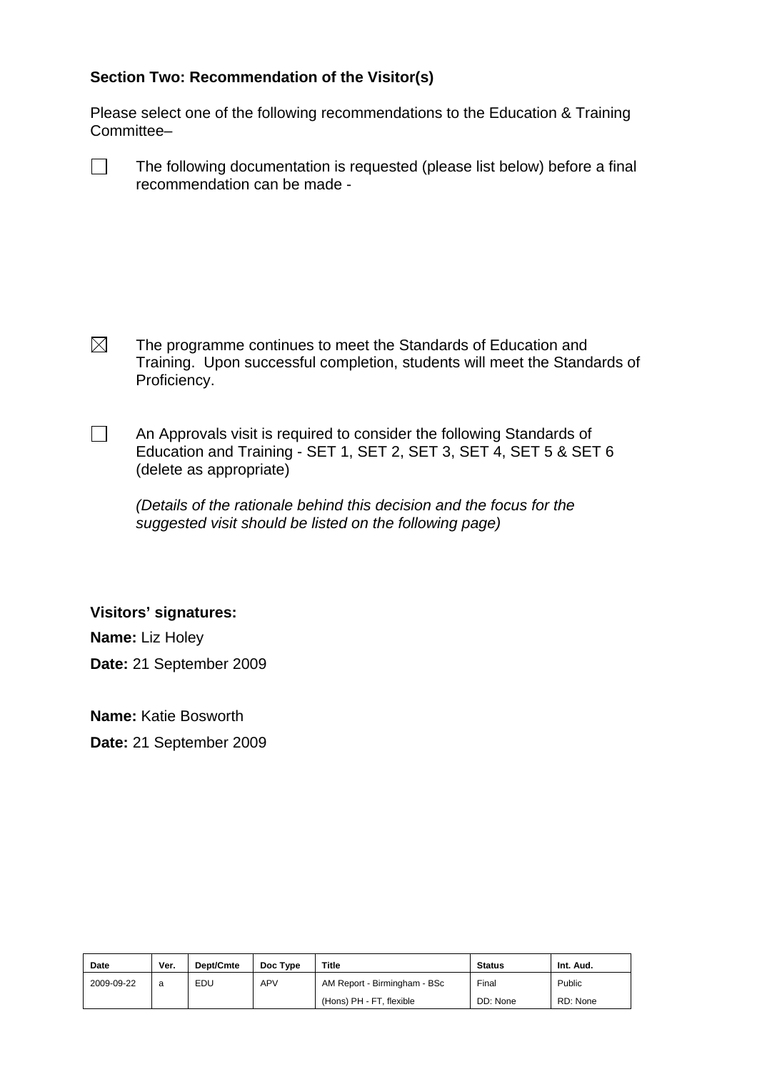**Section Two: Recommendation of the Visitor(s)**

Please select one of the following recommendations to the Education & Training Committee–

☐ The following documentation is requested (please list below) before a final recommendation can be made -

☒ The programme continues to meet the Standards of Education and Training. Upon successful completion, students will meet the Standards of Proficiency.

☐ An Approvals visit is required to consider the following Standards of Education and Training - SET 1, SET 2, SET 3, SET 4, SET 5 & SET 6 (delete as appropriate)

*(Details of the rationale behind this decision and the focus for the suggested visit should be listed on the following page)*

**Visitors' signatures:**

**Name:** Liz Holey

**Date:** 21 September 2009

**Name:** Katie Bosworth

**Date:** 21 September 2009

| Date | Ver. | Dept/Cmte | Doc Type | Title | Status | Int. Aud. |
|---|---|---|---|---|---|---|
| 2009-09-22 | a | EDU | APV | AM Report - Birmingham - BSc (Hons) PH - FT, flexible | Final DD: None | Public RD: None |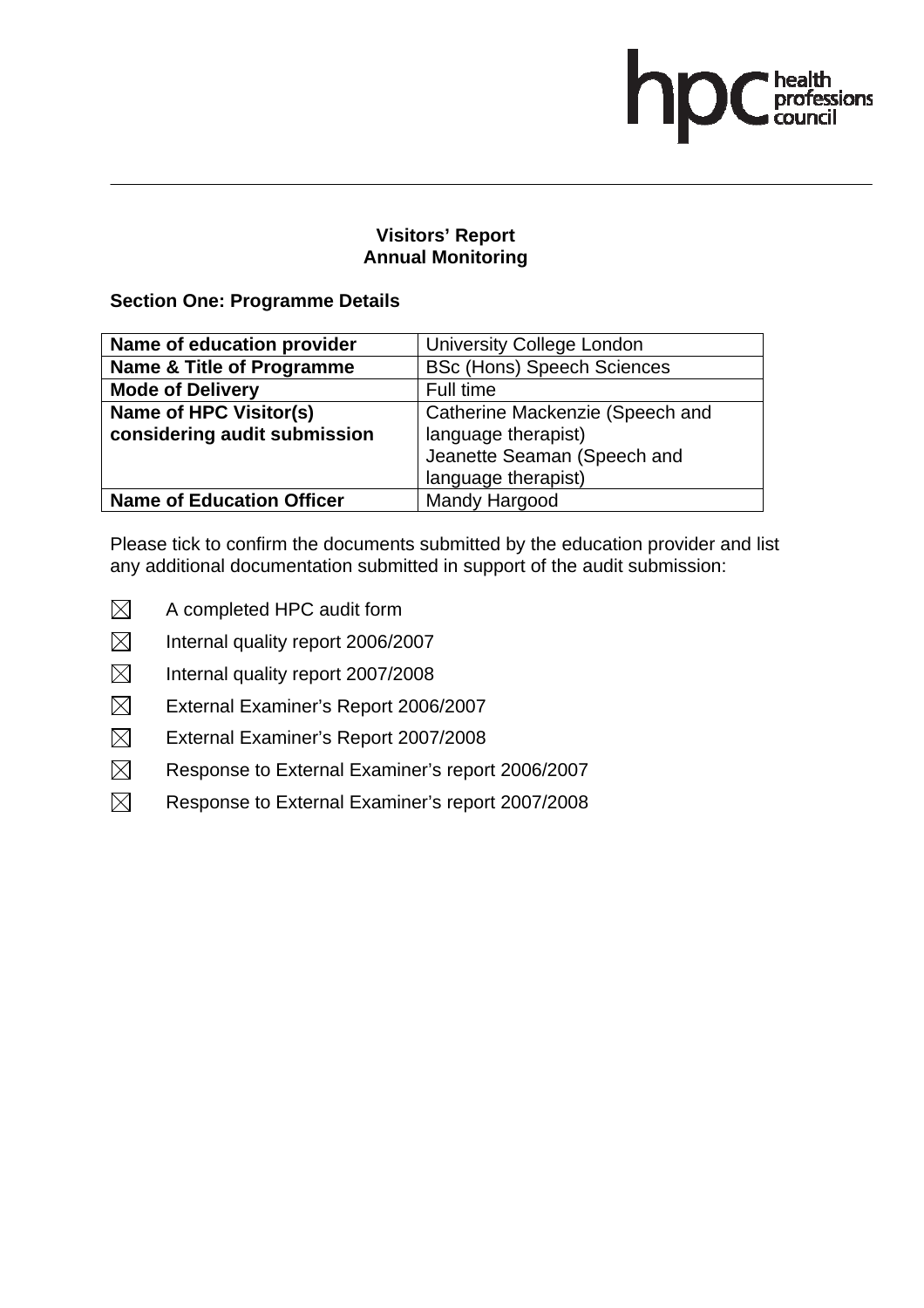**Visitors' Report**
**Annual Monitoring**

**Section One: Programme Details**

| **Name of education provider** | University College London |
|---|---|
| **Name & Title of Programme** | BSc (Hons) Speech Sciences |
| **Mode of Delivery** | Full time |
| **Name of HPC Visitor(s) considering audit submission** | Catherine Mackenzie (Speech and language therapist)<br>Jeanette Seaman (Speech and language therapist) |
| **Name of Education Officer** | Mandy Hargood |

Please tick to confirm the documents submitted by the education provider and list any additional documentation submitted in support of the audit submission:

- ☒ A completed HPC audit form
- ☒ Internal quality report 2006/2007
- ☒ Internal quality report 2007/2008
- ☒ External Examiner's Report 2006/2007
- ☒ External Examiner's Report 2007/2008
- ☒ Response to External Examiner's report 2006/2007
- ☒ Response to External Examiner's report 2007/2008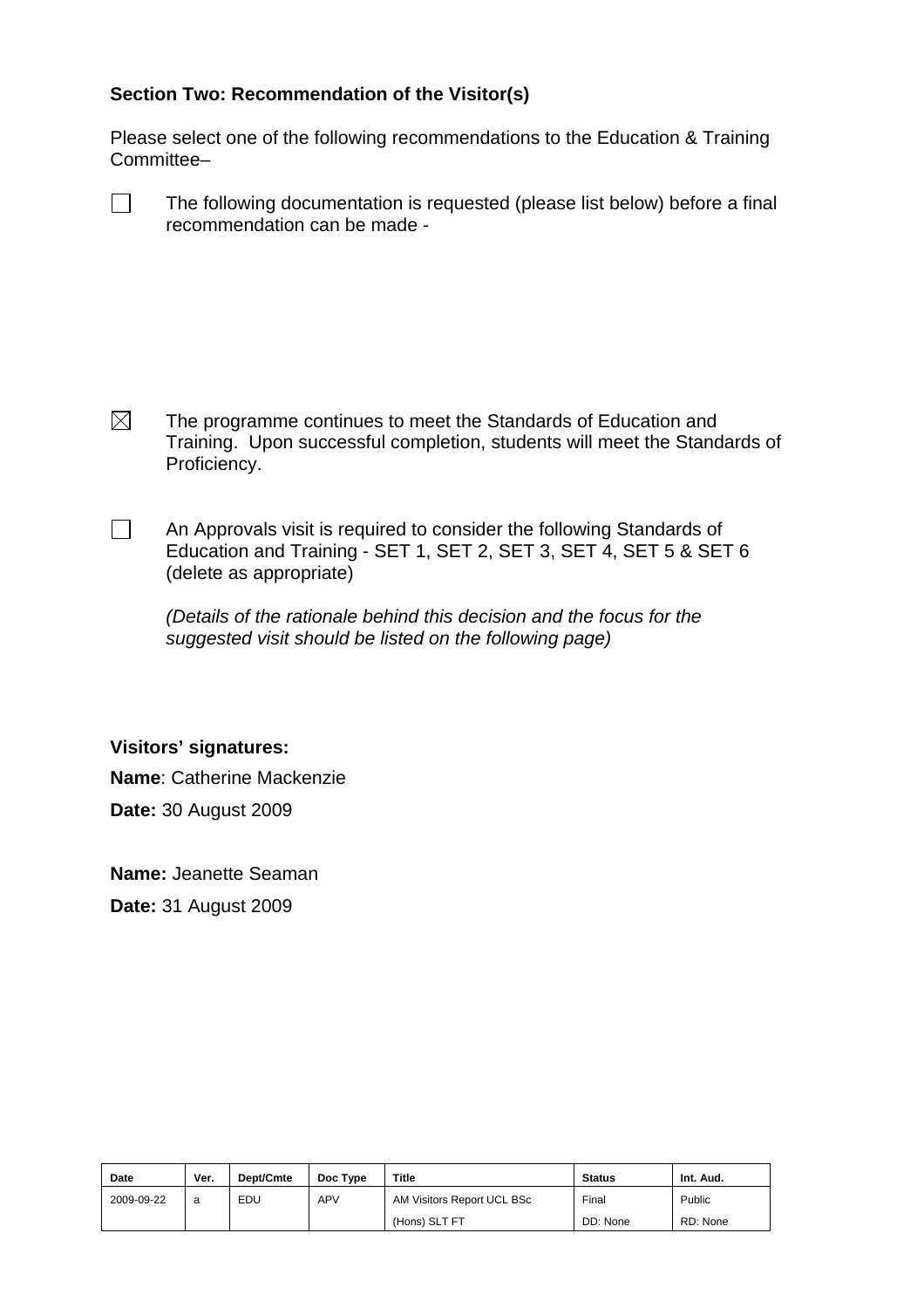**Section Two: Recommendation of the Visitor(s)**

Please select one of the following recommendations to the Education & Training Committee–

☐ The following documentation is requested (please list below) before a final recommendation can be made -

☒ The programme continues to meet the Standards of Education and Training. Upon successful completion, students will meet the Standards of Proficiency.

☐ An Approvals visit is required to consider the following Standards of Education and Training - SET 1, SET 2, SET 3, SET 4, SET 5 & SET 6 (delete as appropriate)

*(Details of the rationale behind this decision and the focus for the suggested visit should be listed on the following page)*

**Visitors' signatures:**

**Name**: Catherine Mackenzie

**Date:** 30 August 2009

**Name:** Jeanette Seaman

**Date:** 31 August 2009

| Date | Ver. | Dept/Cmte | Doc Type | Title | Status | Int. Aud. |
|---|---|---|---|---|---|---|
| 2009-09-22 | a | EDU | APV | AM Visitors Report UCL BSc (Hons) SLT FT | Final DD: None | Public RD: None |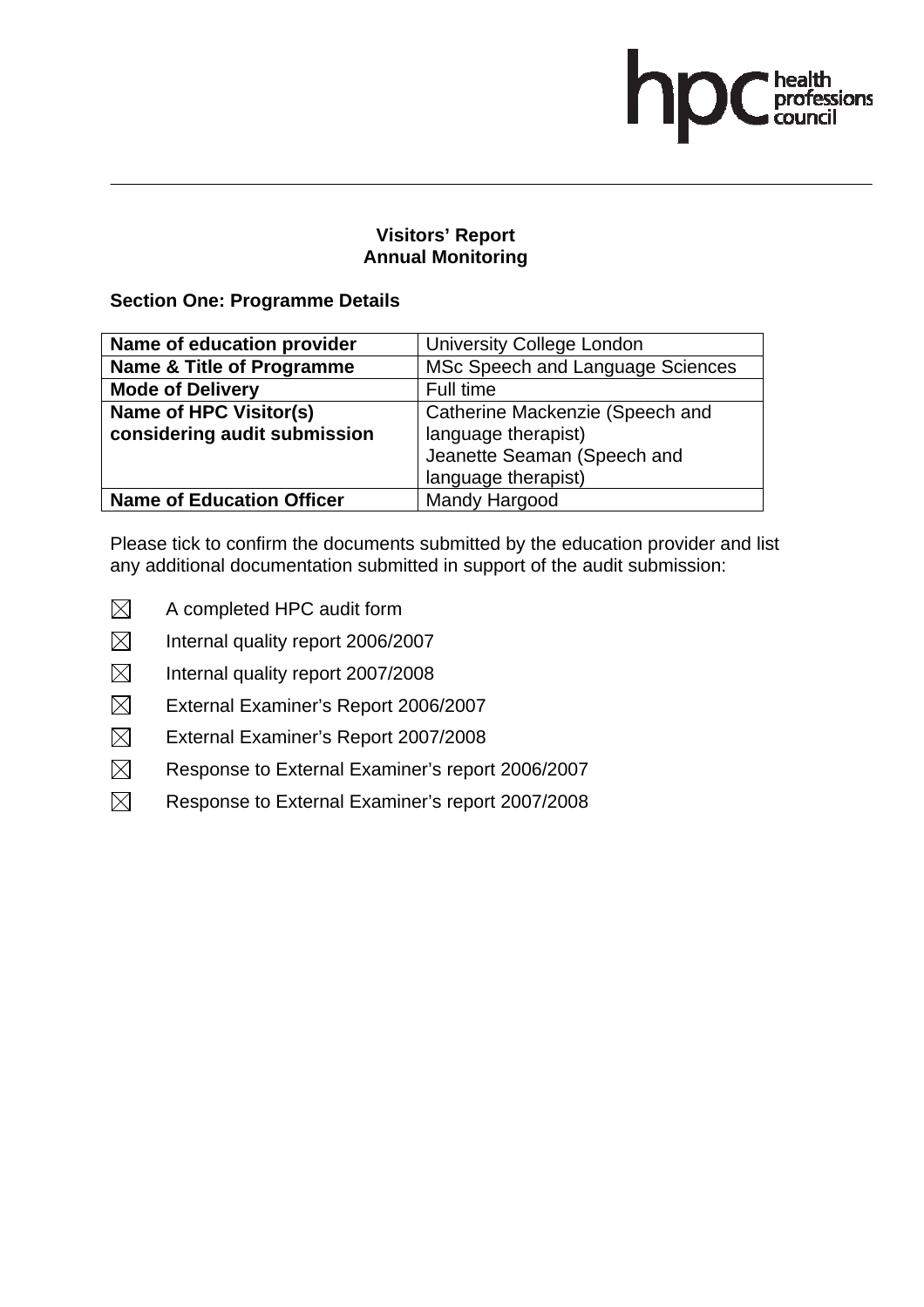**Visitors' Report**
**Annual Monitoring**

**Section One: Programme Details**

| **Name of education provider** | University College London |
|---|---|
| **Name & Title of Programme** | MSc Speech and Language Sciences |
| **Mode of Delivery** | Full time |
| **Name of HPC Visitor(s) considering audit submission** | Catherine Mackenzie (Speech and language therapist)<br>Jeanette Seaman (Speech and language therapist) |
| **Name of Education Officer** | Mandy Hargood |

Please tick to confirm the documents submitted by the education provider and list any additional documentation submitted in support of the audit submission:

- ☒ A completed HPC audit form
- ☒ Internal quality report 2006/2007
- ☒ Internal quality report 2007/2008
- ☒ External Examiner's Report 2006/2007
- ☒ External Examiner's Report 2007/2008
- ☒ Response to External Examiner's report 2006/2007
- ☒ Response to External Examiner's report 2007/2008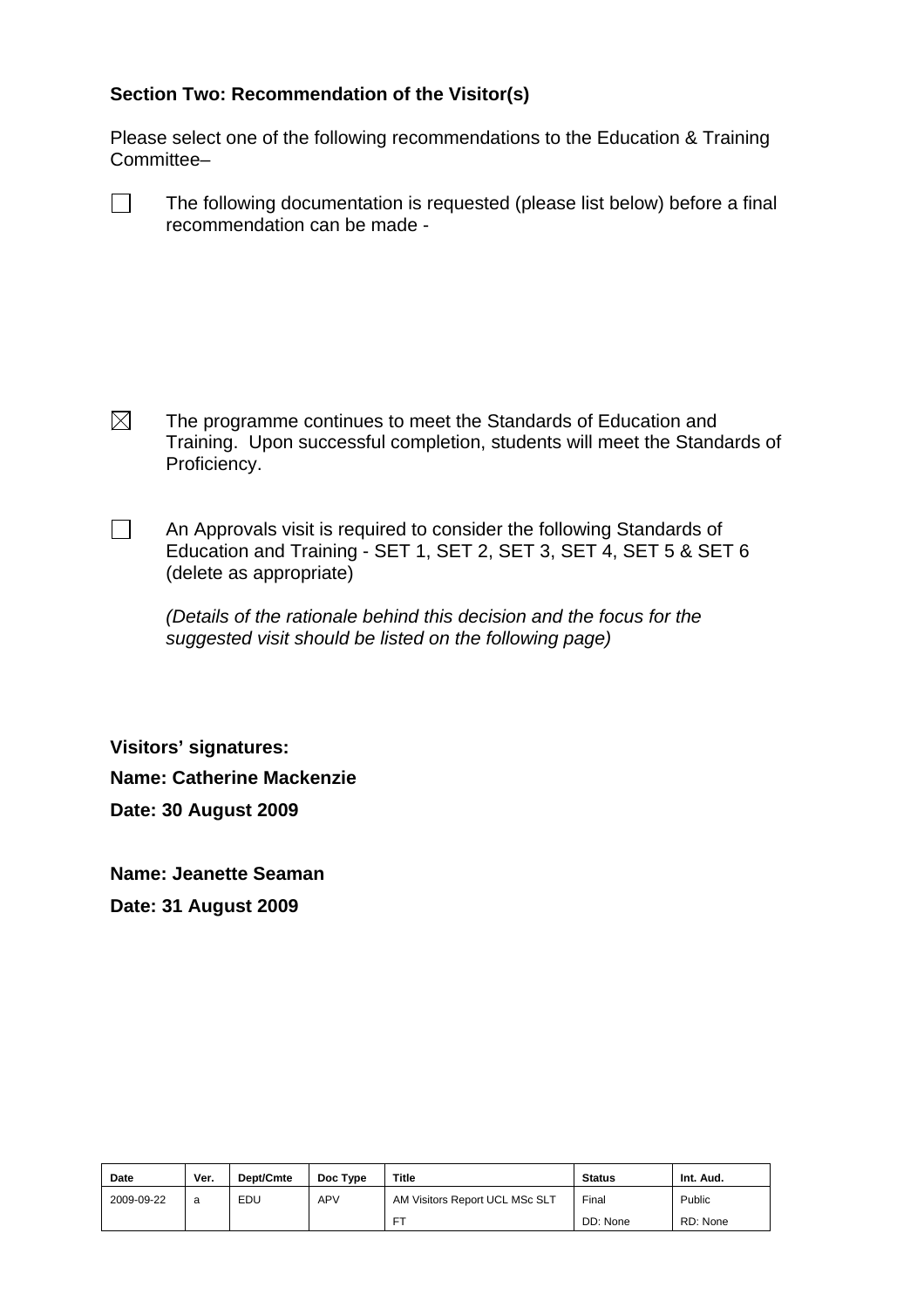**Section Two: Recommendation of the Visitor(s)**

Please select one of the following recommendations to the Education & Training Committee–

☐ The following documentation is requested (please list below) before a final recommendation can be made -

☒ The programme continues to meet the Standards of Education and Training. Upon successful completion, students will meet the Standards of Proficiency.

☐ An Approvals visit is required to consider the following Standards of Education and Training - SET 1, SET 2, SET 3, SET 4, SET 5 & SET 6 (delete as appropriate)

*(Details of the rationale behind this decision and the focus for the suggested visit should be listed on the following page)*

**Visitors' signatures:**

**Name: Catherine Mackenzie**

**Date: 30 August 2009**

**Name: Jeanette Seaman**

**Date: 31 August 2009**

| Date | Ver. | Dept/Cmte | Doc Type | Title | Status | Int. Aud. |
|---|---|---|---|---|---|---|
| 2009-09-22 | a | EDU | APV | AM Visitors Report UCL MSc SLT FT | Final DD: None | Public RD: None |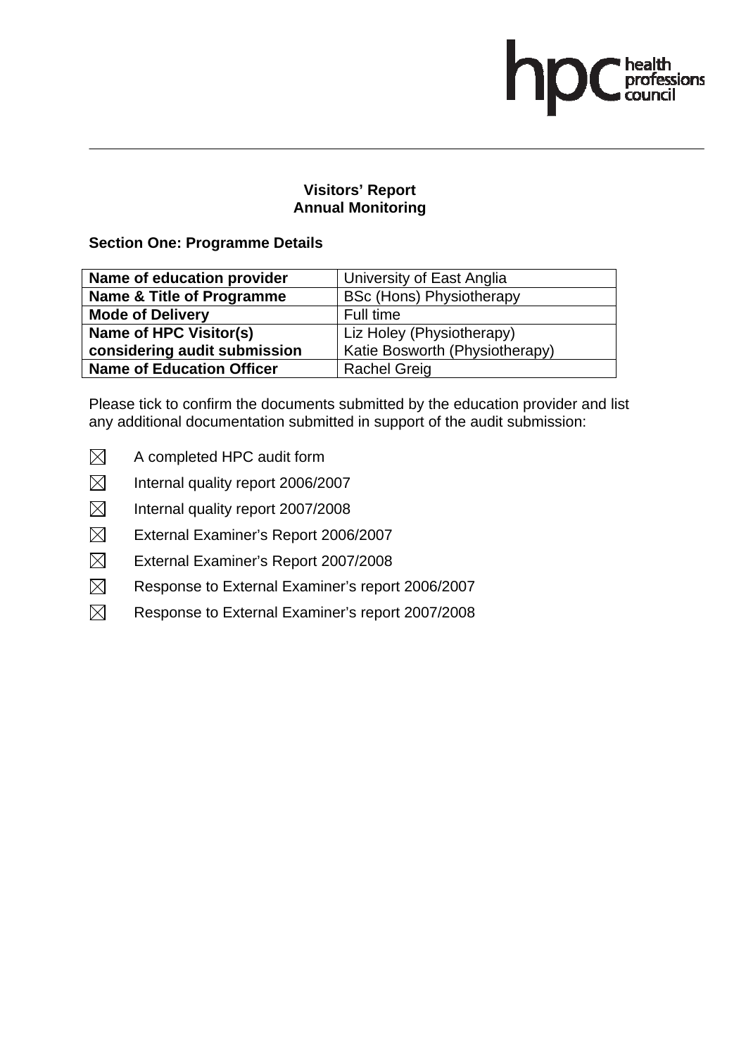# Visitors' Report
## Annual Monitoring

### Section One: Programme Details

| Name of education provider | University of East Anglia |
|---|---|
| Name & Title of Programme | BSc (Hons) Physiotherapy |
| Mode of Delivery | Full time |
| Name of HPC Visitor(s) considering audit submission | Liz Holey (Physiotherapy)<br>Katie Bosworth (Physiotherapy) |
| Name of Education Officer | Rachel Greig |

Please tick to confirm the documents submitted by the education provider and list any additional documentation submitted in support of the audit submission:

- ☒ A completed HPC audit form
- ☒ Internal quality report 2006/2007
- ☒ Internal quality report 2007/2008
- ☒ External Examiner's Report 2006/2007
- ☒ External Examiner's Report 2007/2008
- ☒ Response to External Examiner's report 2006/2007
- ☒ Response to External Examiner's report 2007/2008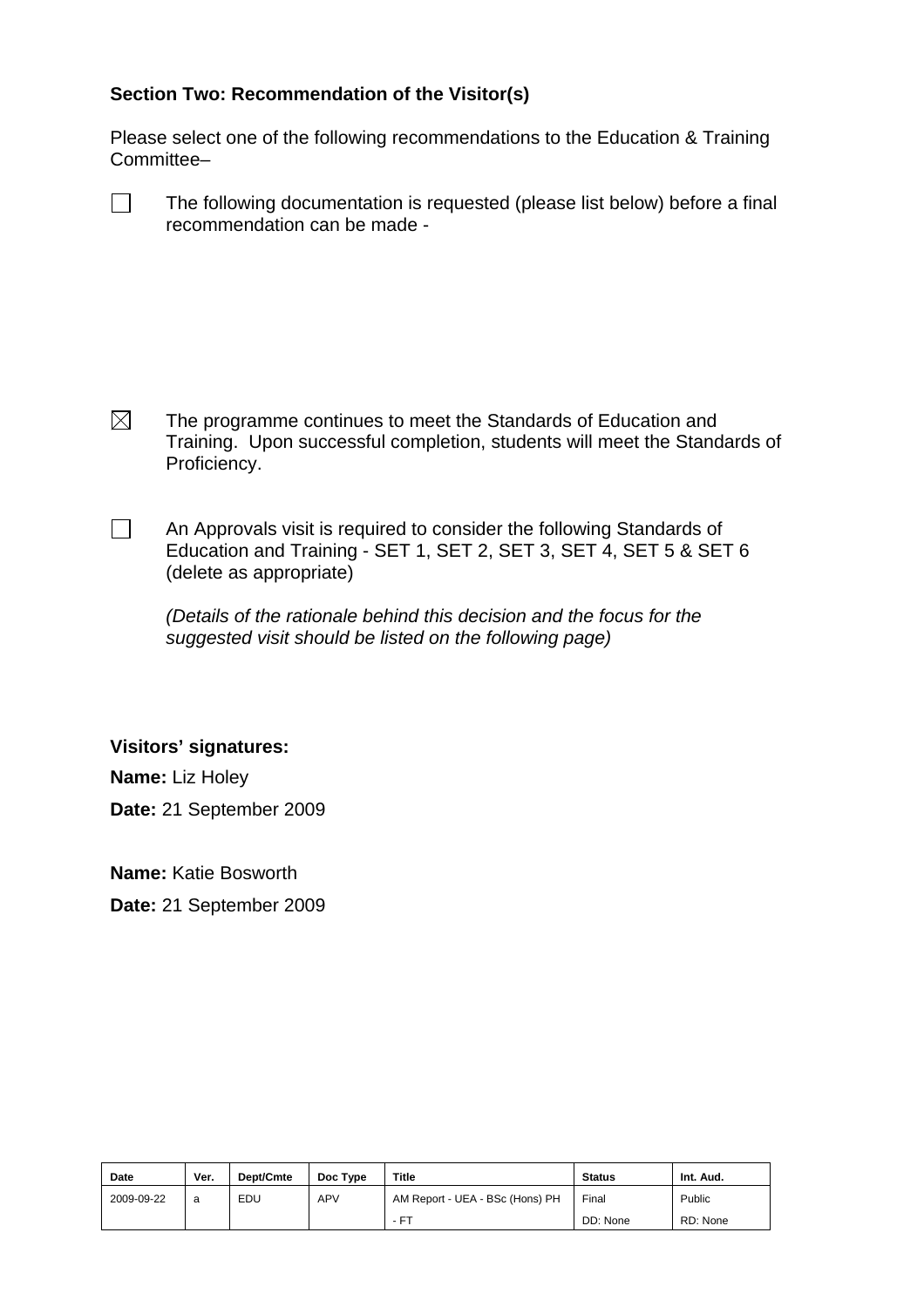**Section Two: Recommendation of the Visitor(s)**

Please select one of the following recommendations to the Education & Training Committee–

☐ The following documentation is requested (please list below) before a final recommendation can be made -

☒ The programme continues to meet the Standards of Education and Training. Upon successful completion, students will meet the Standards of Proficiency.

☐ An Approvals visit is required to consider the following Standards of Education and Training - SET 1, SET 2, SET 3, SET 4, SET 5 & SET 6 (delete as appropriate)

*(Details of the rationale behind this decision and the focus for the suggested visit should be listed on the following page)*

**Visitors' signatures:**

**Name:** Liz Holey

**Date:** 21 September 2009

**Name:** Katie Bosworth

**Date:** 21 September 2009

| Date | Ver. | Dept/Cmte | Doc Type | Title | Status | Int. Aud. |
|---|---|---|---|---|---|---|
| 2009-09-22 | a | EDU | APV | AM Report - UEA - BSc (Hons) PH - FT | Final DD: None | Public RD: None |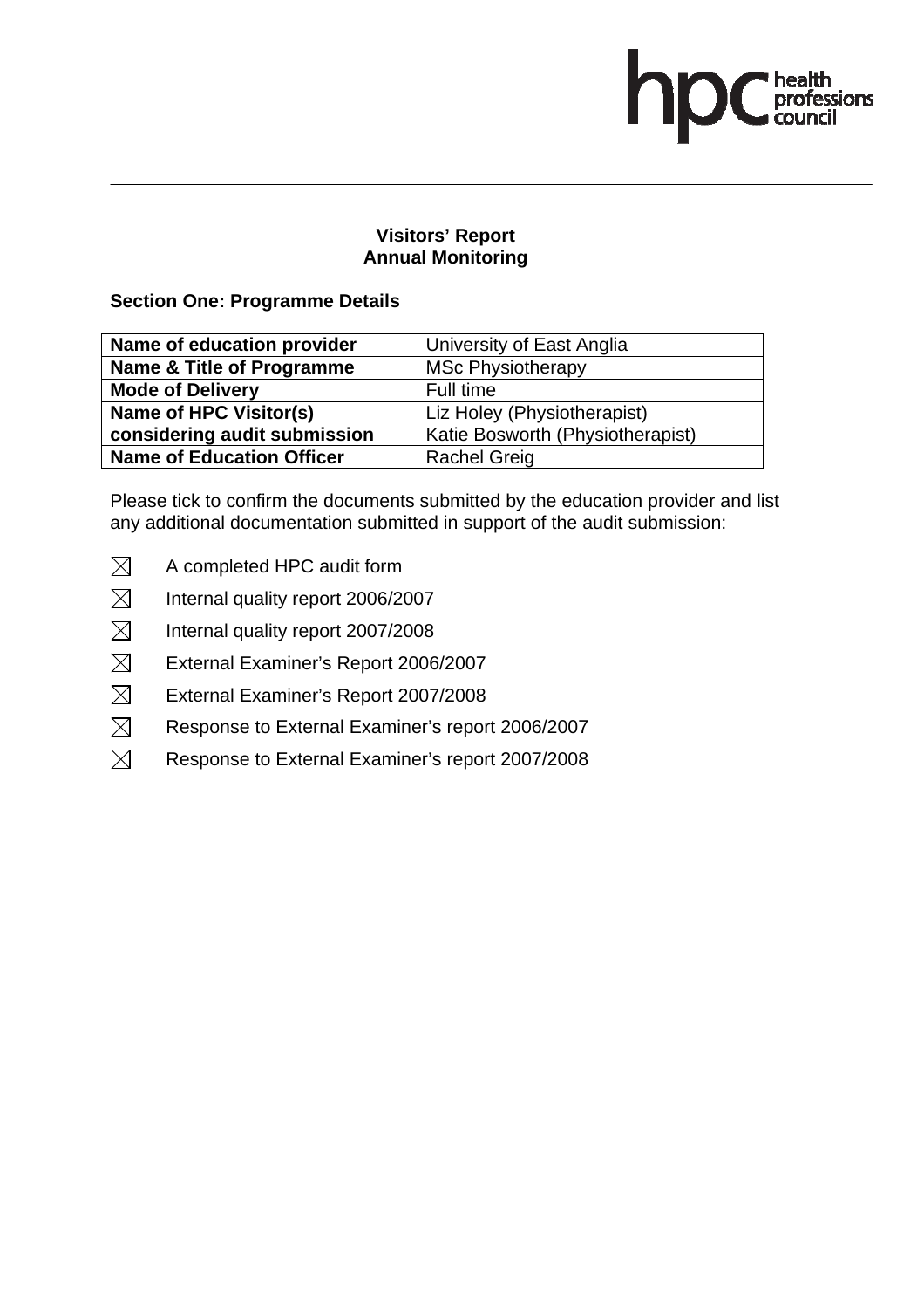**Visitors' Report**
**Annual Monitoring**

**Section One: Programme Details**

| **Name of education provider** | University of East Anglia |
|---|---|
| **Name & Title of Programme** | MSc Physiotherapy |
| **Mode of Delivery** | Full time |
| **Name of HPC Visitor(s) considering audit submission** | Liz Holey (Physiotherapist)<br>Katie Bosworth (Physiotherapist) |
| **Name of Education Officer** | Rachel Greig |

Please tick to confirm the documents submitted by the education provider and list any additional documentation submitted in support of the audit submission:

- ☒ A completed HPC audit form
- ☒ Internal quality report 2006/2007
- ☒ Internal quality report 2007/2008
- ☒ External Examiner's Report 2006/2007
- ☒ External Examiner's Report 2007/2008
- ☒ Response to External Examiner's report 2006/2007
- ☒ Response to External Examiner's report 2007/2008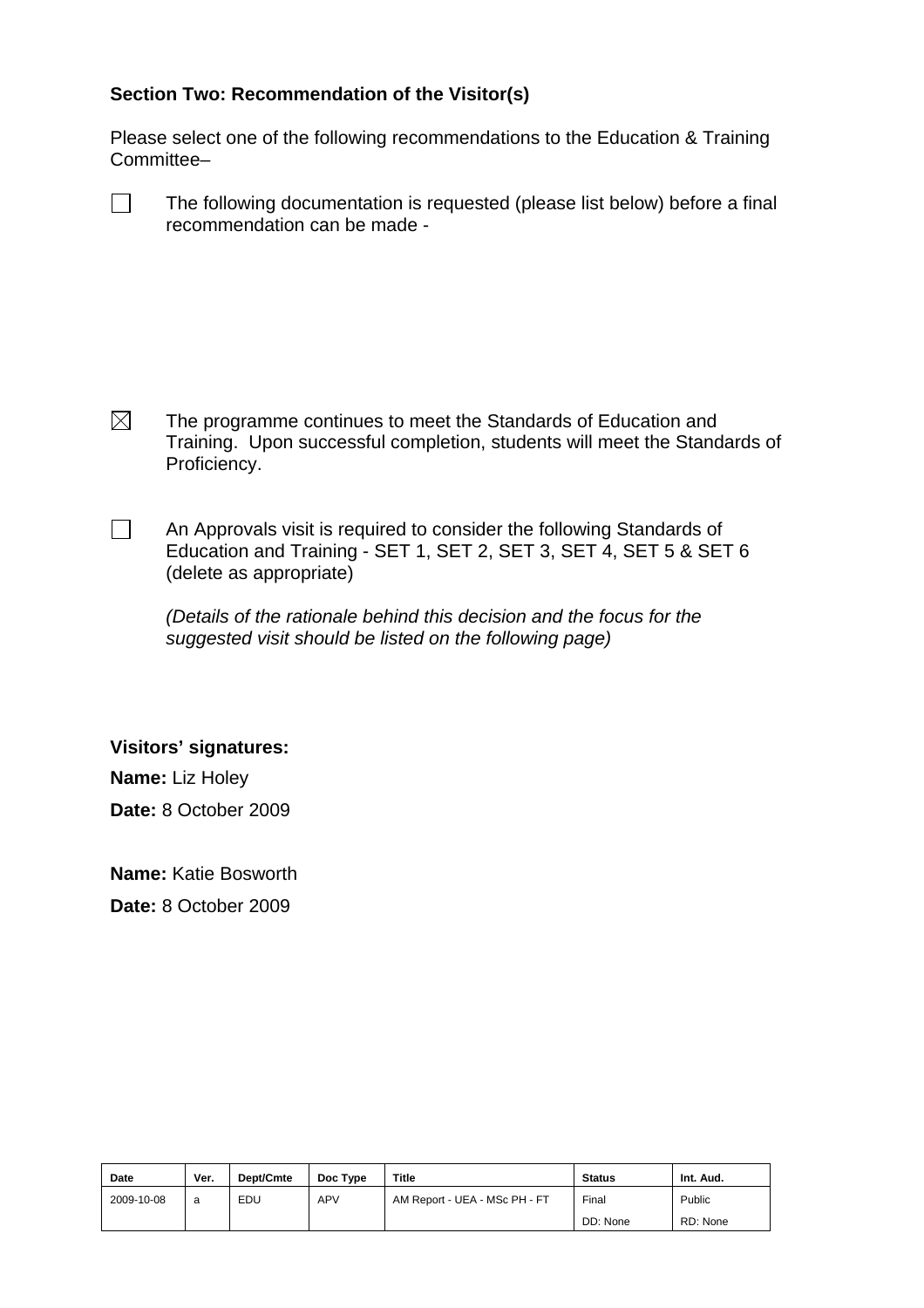**Section Two: Recommendation of the Visitor(s)**

Please select one of the following recommendations to the Education & Training Committee–

☐ The following documentation is requested (please list below) before a final recommendation can be made -

☒ The programme continues to meet the Standards of Education and Training. Upon successful completion, students will meet the Standards of Proficiency.

☐ An Approvals visit is required to consider the following Standards of Education and Training - SET 1, SET 2, SET 3, SET 4, SET 5 & SET 6 (delete as appropriate)

*(Details of the rationale behind this decision and the focus for the suggested visit should be listed on the following page)*

**Visitors' signatures:**

**Name:** Liz Holey

**Date:** 8 October 2009

**Name:** Katie Bosworth

**Date:** 8 October 2009

| Date | Ver. | Dept/Cmte | Doc Type | Title | Status | Int. Aud. |
|---|---|---|---|---|---|---|
| 2009-10-08 | a | EDU | APV | AM Report - UEA - MSc PH - FT | Final<br>DD: None | Public<br>RD: None |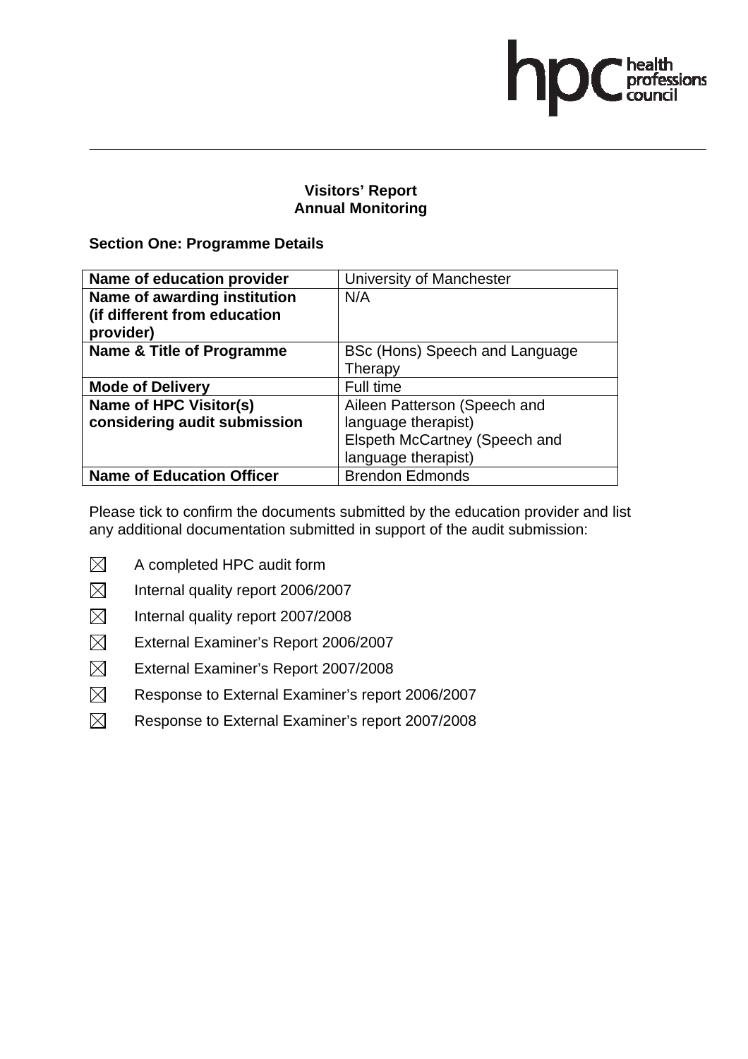**Visitors' Report**
**Annual Monitoring**

**Section One: Programme Details**

| **Name of education provider** | University of Manchester |
|---|---|
| **Name of awarding institution (if different from education provider)** | N/A |
| **Name & Title of Programme** | BSc (Hons) Speech and Language Therapy |
| **Mode of Delivery** | Full time |
| **Name of HPC Visitor(s) considering audit submission** | Aileen Patterson (Speech and language therapist)<br>Elspeth McCartney (Speech and language therapist) |
| **Name of Education Officer** | Brendon Edmonds |

Please tick to confirm the documents submitted by the education provider and list any additional documentation submitted in support of the audit submission:

- ☒ A completed HPC audit form
- ☒ Internal quality report 2006/2007
- ☒ Internal quality report 2007/2008
- ☒ External Examiner's Report 2006/2007
- ☒ External Examiner's Report 2007/2008
- ☒ Response to External Examiner's report 2006/2007
- ☒ Response to External Examiner's report 2007/2008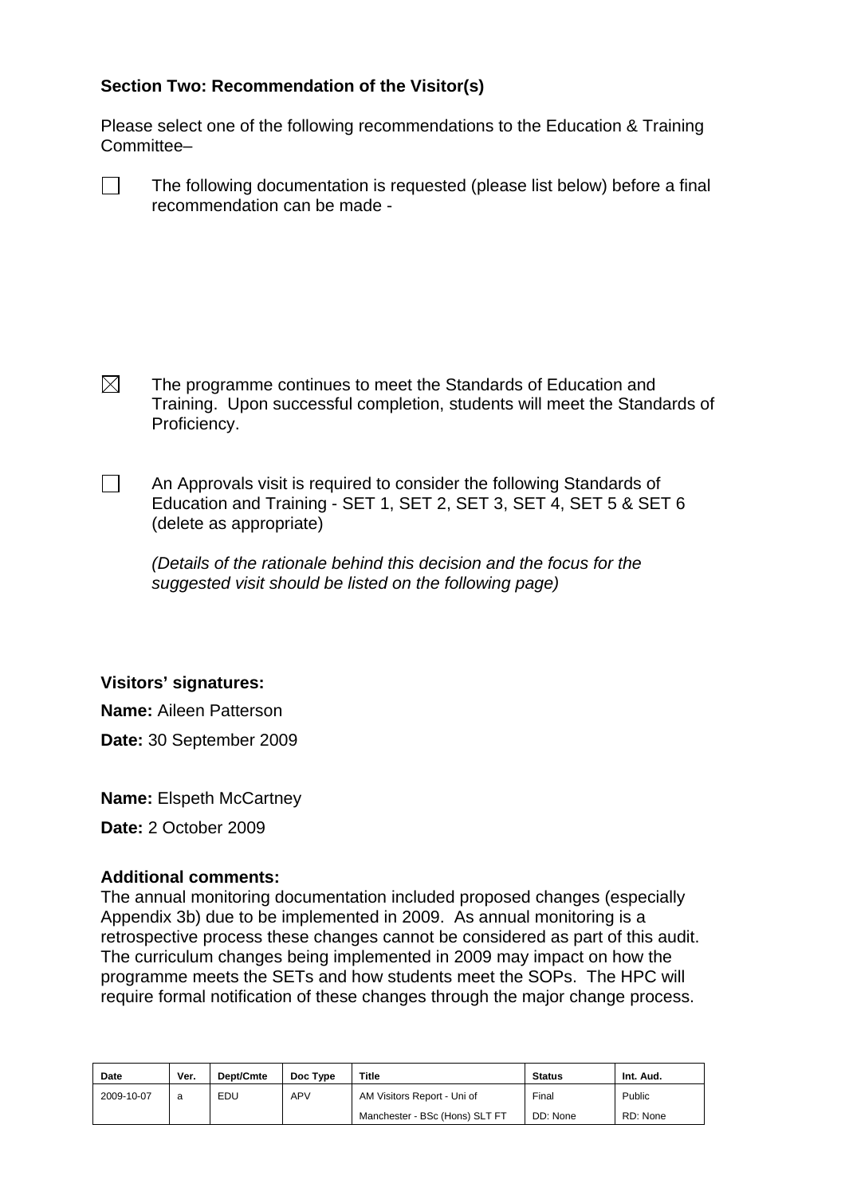**Section Two: Recommendation of the Visitor(s)**

Please select one of the following recommendations to the Education & Training Committee–

☐ The following documentation is requested (please list below) before a final recommendation can be made -

☒ The programme continues to meet the Standards of Education and Training. Upon successful completion, students will meet the Standards of Proficiency.

☐ An Approvals visit is required to consider the following Standards of Education and Training - SET 1, SET 2, SET 3, SET 4, SET 5 & SET 6 (delete as appropriate)

*(Details of the rationale behind this decision and the focus for the suggested visit should be listed on the following page)*

**Visitors' signatures:**

**Name:** Aileen Patterson

**Date:** 30 September 2009

**Name:** Elspeth McCartney

**Date:** 2 October 2009

**Additional comments:**

The annual monitoring documentation included proposed changes (especially Appendix 3b) due to be implemented in 2009. As annual monitoring is a retrospective process these changes cannot be considered as part of this audit. The curriculum changes being implemented in 2009 may impact on how the programme meets the SETs and how students meet the SOPs. The HPC will require formal notification of these changes through the major change process.

| Date | Ver. | Dept/Cmte | Doc Type | Title | Status | Int. Aud. |
|---|---|---|---|---|---|---|
| 2009-10-07 | a | EDU | APV | AM Visitors Report - Uni of Manchester - BSc (Hons) SLT FT | Final DD: None | Public RD: None |